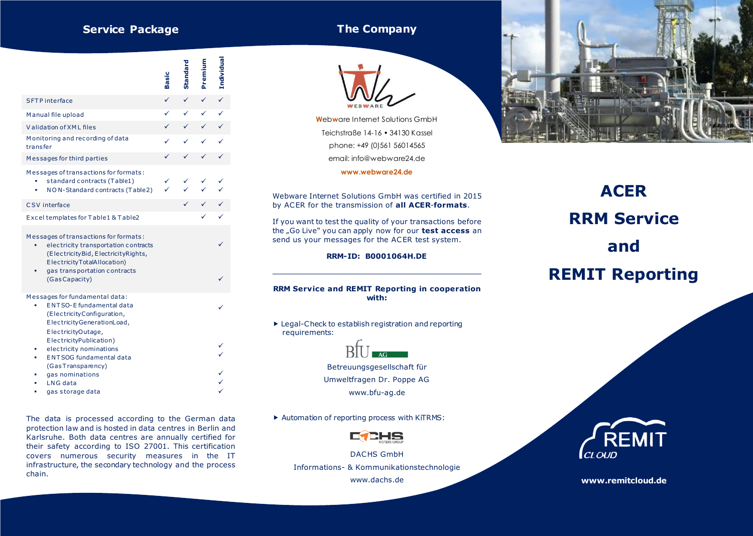## Service Package

| | Basic | Standard | Premium | Individual |
|---|---|---|---|---|
| SFTP interface | ✓ | ✓ | ✓ | ✓ |
| Manual file upload | ✓ | ✓ | ✓ | ✓ |
| Validation of XML files | ✓ | ✓ | ✓ | ✓ |
| Monitoring and recording of data transfer | ✓ | ✓ | ✓ | ✓ |
| Messages for third parties | ✓ | ✓ | ✓ | ✓ |
| Messages of transactions for formats: | | | | |
| ▪ standard contracts (Table1) | ✓ | ✓ | ✓ | ✓ |
| ▪ NON-Standard contracts (Table2) | ✓ | ✓ | ✓ | ✓ |
| CSV interface | | ✓ | ✓ | ✓ |
| Excel templates for Table1 & Table2 | | | ✓ | ✓ |
| Messages of transactions for formats: | | | | |
| ▪ electricity transportation contracts (ElectricityBid, ElectricityRights, ElectricityTotalAllocation) | | | | ✓ |
| ▪ gas transportation contracts (GasCapacity) | | | | ✓ |
| Messages for fundamental data: | | | | |
| ▪ ENTSO-E fundamental data (ElectricityConfiguration, ElectricityGenerationLoad, ElectricityOutage, ElectricityPublication) | | | | ✓ |
| ▪ electricity nominations | | | | ✓ |
| ▪ ENTSOG fundamental data (GasTransparency) | | | | ✓ |
| ▪ gas nominations | | | | ✓ |
| ▪ LNG data | | | | ✓ |
| ▪ gas storage data | | | | ✓ |

The data is processed according to the German data protection law and is hosted in data centres in Berlin and Karlsruhe. Both data centres are annually certified for their safety according to ISO 27001. This certification covers numerous security measures in the IT infrastructure, the secondary technology and the process chain.

## The Company

WEBWARE

Webware Internet Solutions GmbH

Teichstraße 14-16 • 34130 Kassel

phone: +49 (0)561 56014565

email: info@webware24.de

**www.webware24.de**

Webware Internet Solutions GmbH was certified in 2015 by ACER for the transmission of **all ACER-formats**.

If you want to test the quality of your transactions before the „Go Live" you can apply now for our **test access** an send us your messages for the ACER test system.

**RRM-ID: B0001064H.DE**

**RRM Service and REMIT Reporting in cooperation with:**

▸ Legal-Check to establish registration and reporting requirements:

BfU AG

Betreuungsgesellschaft für Umweltfragen Dr. Poppe AG

www.bfu-ag.de

▸ Automation of reporting process with KiTRMS:

DACHS KISTERS GROUP

DACHS GmbH

Informations- & Kommunikationstechnologie

www.dachs.de

# ACER RRM Service and REMIT Reporting

REMIT CLOUD

**www.remitcloud.de**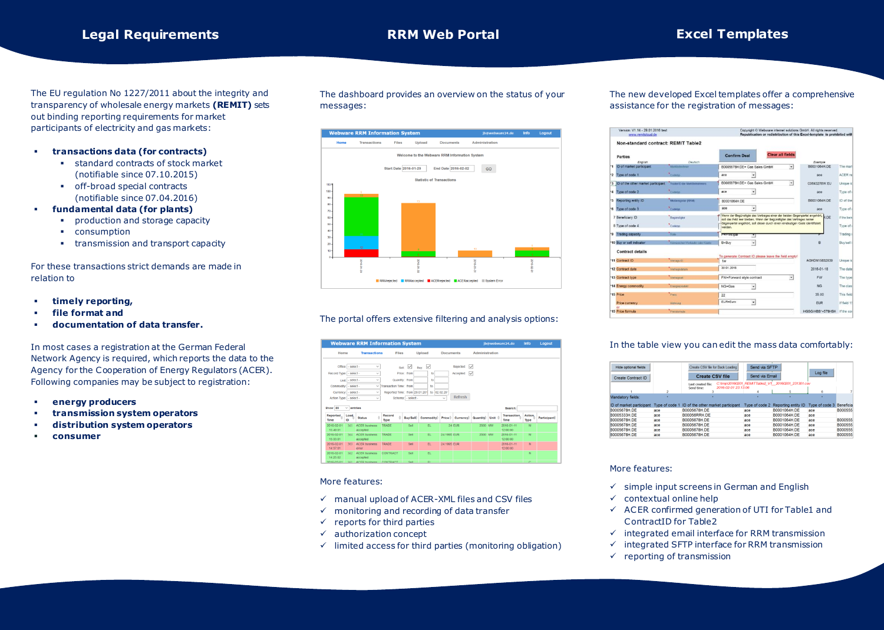## Legal Requirements

The EU regulation No 1227/2011 about the integrity and transparency of wholesale energy markets (**REMIT**) sets out binding reporting requirements for market participants of electricity and gas markets:

- **transactions data (for contracts)**
  - standard contracts of stock market (notifiable since 07.10.2015)
  - off-broad special contracts (notifiable since 07.04.2016)
- **fundamental data (for plants)**
  - production and storage capacity
  - consumption
  - transmission and transport capacity

For these transactions strict demands are made in relation to

- **timely reporting,**
- **file format and**
- **documentation of data transfer.**

In most cases a registration at the German Federal Network Agency is required, which reports the data to the Agency for the Cooperation of Energy Regulators (ACER). Following companies may be subject to registration:

- **energy producers**
- **transmission system operators**
- **distribution system operators**
- **consumer**

## RRM Web Portal

The dashboard provides an overview on the status of your messages:

The portal offers extensive filtering and analysis options:

More features:

- ✓ manual upload of ACER-XML files and CSV files
- ✓ monitoring and recording of data transfer
- ✓ reports for third parties
- ✓ authorization concept
- ✓ limited access for third parties (monitoring obligation)

## Excel Templates

The new developed Excel templates offer a comprehensive assistance for the registration of messages:

In the table view you can edit the mass data comfortably:

More features:

- ✓ simple input screens in German and English
- ✓ contextual online help
- ✓ ACER confirmed generation of UTI for Table1 and ContractID for Table2
- ✓ integrated email interface for RRM transmission
- ✓ integrated SFTP interface for RRM transmission
- ✓ reporting of transmission